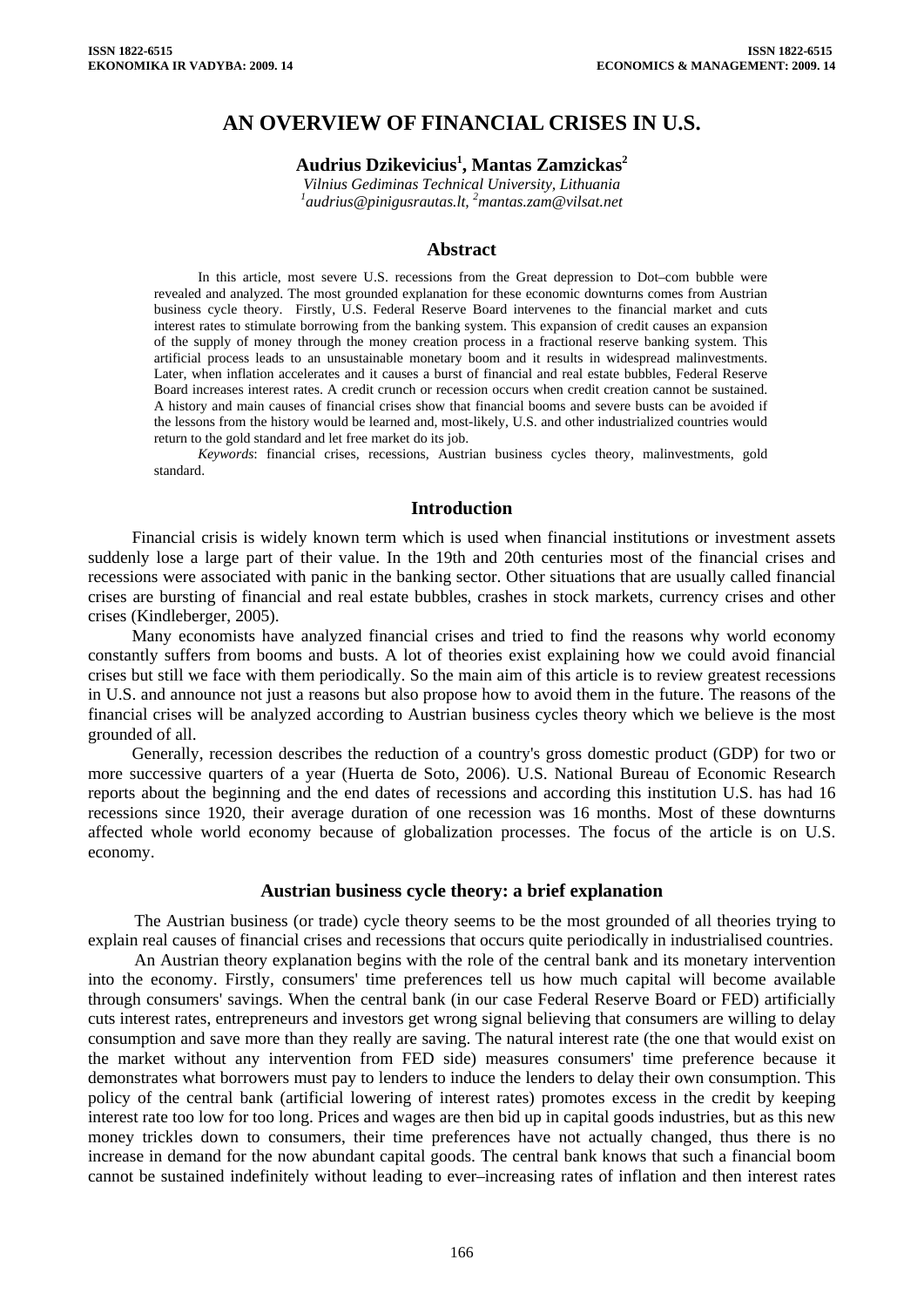# AN OVERVIEW OF FINANCIAL CRISES IN U.S.

**Audrius Dzikevicius[1], Mantas Zamzickas[2]**

*Vilnius Gediminas Technical University, Lithuania*
*[1]audrius@pinigusrautas.lt, [2]mantas.zam@vilsat.net*

## Abstract

In this article, most severe U.S. recessions from the Great depression to Dot–com bubble were revealed and analyzed. The most grounded explanation for these economic downturns comes from Austrian business cycle theory. Firstly, U.S. Federal Reserve Board intervenes to the financial market and cuts interest rates to stimulate borrowing from the banking system. This expansion of credit causes an expansion of the supply of money through the money creation process in a fractional reserve banking system. This artificial process leads to an unsustainable monetary boom and it results in widespread malinvestments. Later, when inflation accelerates and it causes a burst of financial and real estate bubbles, Federal Reserve Board increases interest rates. A credit crunch or recession occurs when credit creation cannot be sustained. A history and main causes of financial crises show that financial booms and severe busts can be avoided if the lessons from the history would be learned and, most-likely, U.S. and other industrialized countries would return to the gold standard and let free market do its job.

*Keywords*: financial crises, recessions, Austrian business cycles theory, malinvestments, gold standard.

## Introduction

Financial crisis is widely known term which is used when financial institutions or investment assets suddenly lose a large part of their value. In the 19th and 20th centuries most of the financial crises and recessions were associated with panic in the banking sector. Other situations that are usually called financial crises are bursting of financial and real estate bubbles, crashes in stock markets, currency crises and other crises (Kindleberger, 2005).

Many economists have analyzed financial crises and tried to find the reasons why world economy constantly suffers from booms and busts. A lot of theories exist explaining how we could avoid financial crises but still we face with them periodically. So the main aim of this article is to review greatest recessions in U.S. and announce not just a reasons but also propose how to avoid them in the future. The reasons of the financial crises will be analyzed according to Austrian business cycles theory which we believe is the most grounded of all.

Generally, recession describes the reduction of a country's gross domestic product (GDP) for two or more successive quarters of a year (Huerta de Soto, 2006). U.S. National Bureau of Economic Research reports about the beginning and the end dates of recessions and according this institution U.S. has had 16 recessions since 1920, their average duration of one recession was 16 months. Most of these downturns affected whole world economy because of globalization processes. The focus of the article is on U.S. economy.

## Austrian business cycle theory: a brief explanation

The Austrian business (or trade) cycle theory seems to be the most grounded of all theories trying to explain real causes of financial crises and recessions that occurs quite periodically in industrialised countries.

An Austrian theory explanation begins with the role of the central bank and its monetary intervention into the economy. Firstly, consumers' time preferences tell us how much capital will become available through consumers' savings. When the central bank (in our case Federal Reserve Board or FED) artificially cuts interest rates, entrepreneurs and investors get wrong signal believing that consumers are willing to delay consumption and save more than they really are saving. The natural interest rate (the one that would exist on the market without any intervention from FED side) measures consumers' time preference because it demonstrates what borrowers must pay to lenders to induce the lenders to delay their own consumption. This policy of the central bank (artificial lowering of interest rates) promotes excess in the credit by keeping interest rate too low for too long. Prices and wages are then bid up in capital goods industries, but as this new money trickles down to consumers, their time preferences have not actually changed, thus there is no increase in demand for the now abundant capital goods. The central bank knows that such a financial boom cannot be sustained indefinitely without leading to ever–increasing rates of inflation and then interest rates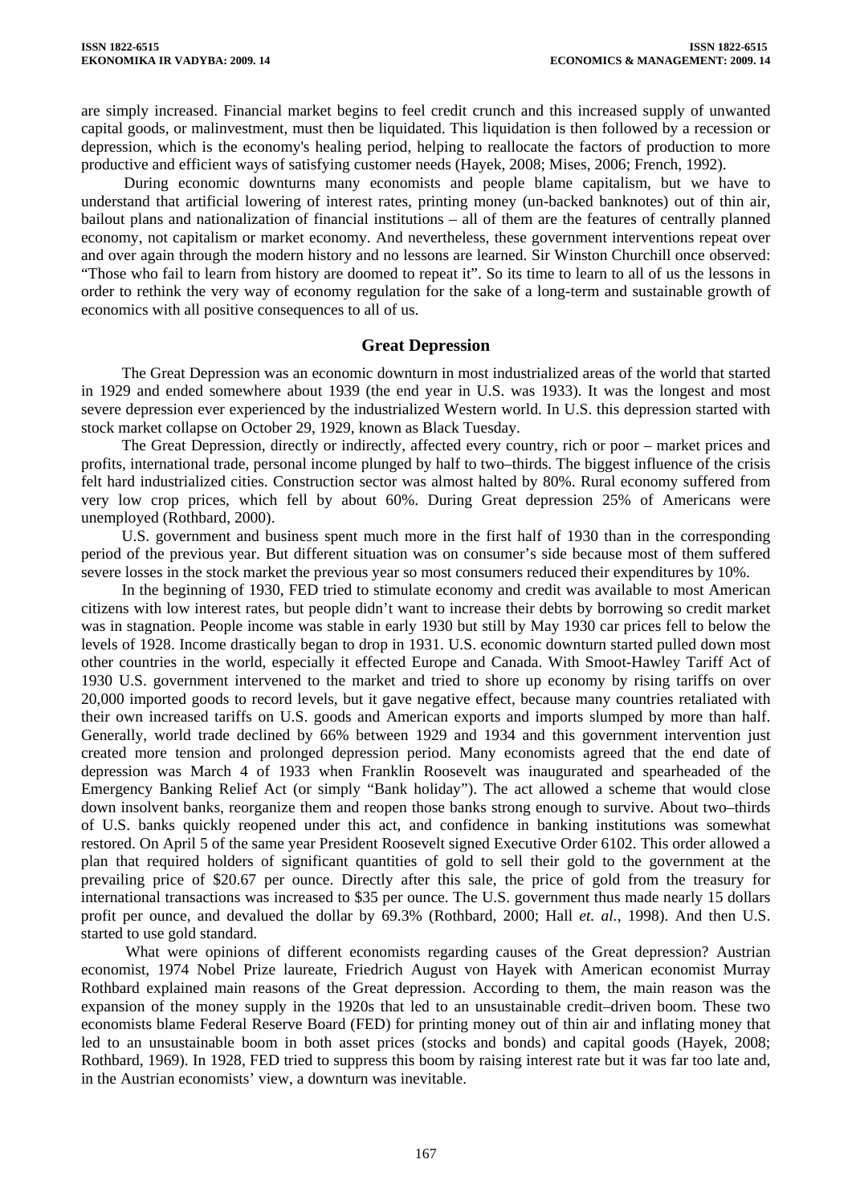are simply increased. Financial market begins to feel credit crunch and this increased supply of unwanted capital goods, or malinvestment, must then be liquidated. This liquidation is then followed by a recession or depression, which is the economy's healing period, helping to reallocate the factors of production to more productive and efficient ways of satisfying customer needs (Hayek, 2008; Mises, 2006; French, 1992).

During economic downturns many economists and people blame capitalism, but we have to understand that artificial lowering of interest rates, printing money (un-backed banknotes) out of thin air, bailout plans and nationalization of financial institutions – all of them are the features of centrally planned economy, not capitalism or market economy. And nevertheless, these government interventions repeat over and over again through the modern history and no lessons are learned. Sir Winston Churchill once observed: "Those who fail to learn from history are doomed to repeat it". So its time to learn to all of us the lessons in order to rethink the very way of economy regulation for the sake of a long-term and sustainable growth of economics with all positive consequences to all of us.

## Great Depression

The Great Depression was an economic downturn in most industrialized areas of the world that started in 1929 and ended somewhere about 1939 (the end year in U.S. was 1933). It was the longest and most severe depression ever experienced by the industrialized Western world. In U.S. this depression started with stock market collapse on October 29, 1929, known as Black Tuesday.

The Great Depression, directly or indirectly, affected every country, rich or poor – market prices and profits, international trade, personal income plunged by half to two–thirds. The biggest influence of the crisis felt hard industrialized cities. Construction sector was almost halted by 80%. Rural economy suffered from very low crop prices, which fell by about 60%. During Great depression 25% of Americans were unemployed (Rothbard, 2000).

U.S. government and business spent much more in the first half of 1930 than in the corresponding period of the previous year. But different situation was on consumer's side because most of them suffered severe losses in the stock market the previous year so most consumers reduced their expenditures by 10%.

In the beginning of 1930, FED tried to stimulate economy and credit was available to most American citizens with low interest rates, but people didn't want to increase their debts by borrowing so credit market was in stagnation. People income was stable in early 1930 but still by May 1930 car prices fell to below the levels of 1928. Income drastically began to drop in 1931. U.S. economic downturn started pulled down most other countries in the world, especially it effected Europe and Canada. With Smoot-Hawley Tariff Act of 1930 U.S. government intervened to the market and tried to shore up economy by rising tariffs on over 20,000 imported goods to record levels, but it gave negative effect, because many countries retaliated with their own increased tariffs on U.S. goods and American exports and imports slumped by more than half. Generally, world trade declined by 66% between 1929 and 1934 and this government intervention just created more tension and prolonged depression period. Many economists agreed that the end date of depression was March 4 of 1933 when Franklin Roosevelt was inaugurated and spearheaded of the Emergency Banking Relief Act (or simply "Bank holiday"). The act allowed a scheme that would close down insolvent banks, reorganize them and reopen those banks strong enough to survive. About two–thirds of U.S. banks quickly reopened under this act, and confidence in banking institutions was somewhat restored. On April 5 of the same year President Roosevelt signed Executive Order 6102. This order allowed a plan that required holders of significant quantities of gold to sell their gold to the government at the prevailing price of \$20.67 per ounce. Directly after this sale, the price of gold from the treasury for international transactions was increased to \$35 per ounce. The U.S. government thus made nearly 15 dollars profit per ounce, and devalued the dollar by 69.3% (Rothbard, 2000; Hall *et. al.*, 1998). And then U.S. started to use gold standard.

What were opinions of different economists regarding causes of the Great depression? Austrian economist, 1974 Nobel Prize laureate, Friedrich August von Hayek with American economist Murray Rothbard explained main reasons of the Great depression. According to them, the main reason was the expansion of the money supply in the 1920s that led to an unsustainable credit–driven boom. These two economists blame Federal Reserve Board (FED) for printing money out of thin air and inflating money that led to an unsustainable boom in both asset prices (stocks and bonds) and capital goods (Hayek, 2008; Rothbard, 1969). In 1928, FED tried to suppress this boom by raising interest rate but it was far too late and, in the Austrian economists' view, a downturn was inevitable.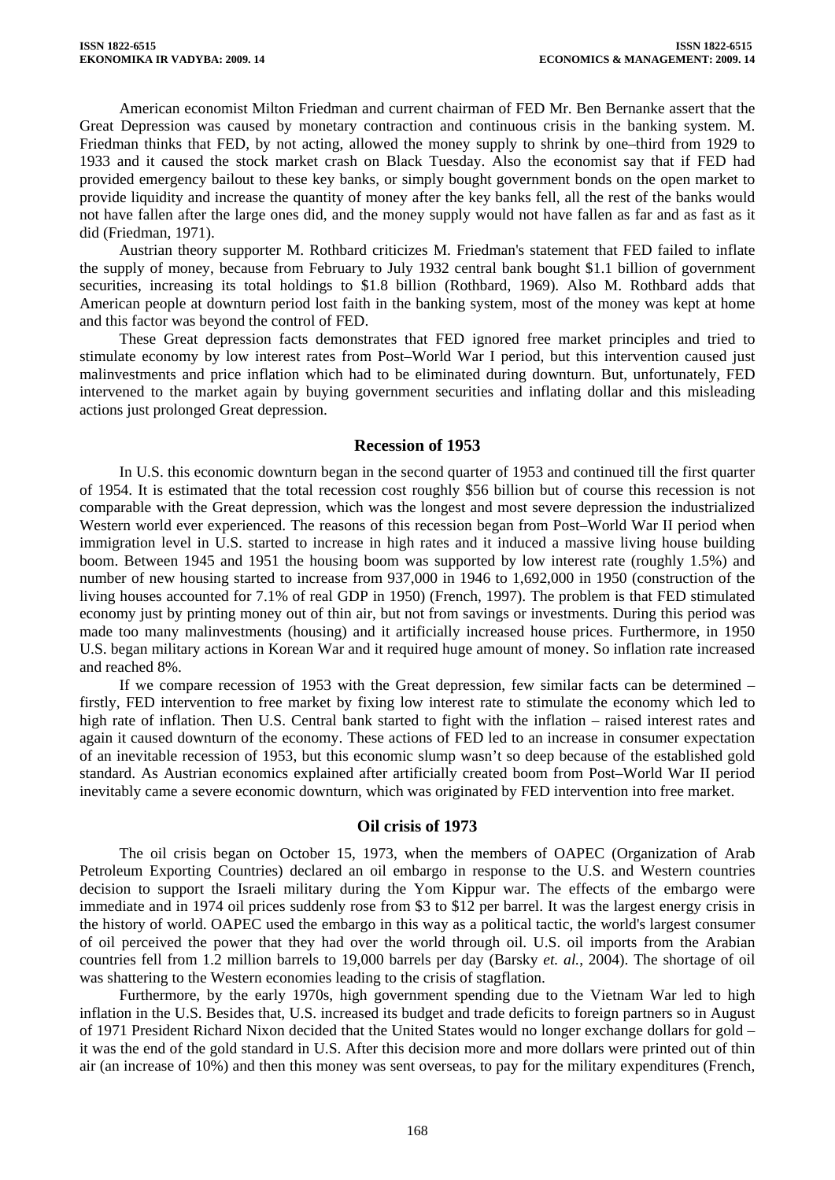American economist Milton Friedman and current chairman of FED Mr. Ben Bernanke assert that the Great Depression was caused by monetary contraction and continuous crisis in the banking system. M. Friedman thinks that FED, by not acting, allowed the money supply to shrink by one–third from 1929 to 1933 and it caused the stock market crash on Black Tuesday. Also the economist say that if FED had provided emergency bailout to these key banks, or simply bought government bonds on the open market to provide liquidity and increase the quantity of money after the key banks fell, all the rest of the banks would not have fallen after the large ones did, and the money supply would not have fallen as far and as fast as it did (Friedman, 1971).

Austrian theory supporter M. Rothbard criticizes M. Friedman's statement that FED failed to inflate the supply of money, because from February to July 1932 central bank bought $1.1 billion of government securities, increasing its total holdings to $1.8 billion (Rothbard, 1969). Also M. Rothbard adds that American people at downturn period lost faith in the banking system, most of the money was kept at home and this factor was beyond the control of FED.

These Great depression facts demonstrates that FED ignored free market principles and tried to stimulate economy by low interest rates from Post–World War I period, but this intervention caused just malinvestments and price inflation which had to be eliminated during downturn. But, unfortunately, FED intervened to the market again by buying government securities and inflating dollar and this misleading actions just prolonged Great depression.

## Recession of 1953

In U.S. this economic downturn began in the second quarter of 1953 and continued till the first quarter of 1954. It is estimated that the total recession cost roughly $56 billion but of course this recession is not comparable with the Great depression, which was the longest and most severe depression the industrialized Western world ever experienced. The reasons of this recession began from Post–World War II period when immigration level in U.S. started to increase in high rates and it induced a massive living house building boom. Between 1945 and 1951 the housing boom was supported by low interest rate (roughly 1.5%) and number of new housing started to increase from 937,000 in 1946 to 1,692,000 in 1950 (construction of the living houses accounted for 7.1% of real GDP in 1950) (French, 1997). The problem is that FED stimulated economy just by printing money out of thin air, but not from savings or investments. During this period was made too many malinvestments (housing) and it artificially increased house prices. Furthermore, in 1950 U.S. began military actions in Korean War and it required huge amount of money. So inflation rate increased and reached 8%.

If we compare recession of 1953 with the Great depression, few similar facts can be determined – firstly, FED intervention to free market by fixing low interest rate to stimulate the economy which led to high rate of inflation. Then U.S. Central bank started to fight with the inflation – raised interest rates and again it caused downturn of the economy. These actions of FED led to an increase in consumer expectation of an inevitable recession of 1953, but this economic slump wasn't so deep because of the established gold standard. As Austrian economics explained after artificially created boom from Post–World War II period inevitably came a severe economic downturn, which was originated by FED intervention into free market.

## Oil crisis of 1973

The oil crisis began on October 15, 1973, when the members of OAPEC (Organization of Arab Petroleum Exporting Countries) declared an oil embargo in response to the U.S. and Western countries decision to support the Israeli military during the Yom Kippur war. The effects of the embargo were immediate and in 1974 oil prices suddenly rose from $3 to $12 per barrel. It was the largest energy crisis in the history of world. OAPEC used the embargo in this way as a political tactic, the world's largest consumer of oil perceived the power that they had over the world through oil. U.S. oil imports from the Arabian countries fell from 1.2 million barrels to 19,000 barrels per day (Barsky *et. al.*, 2004). The shortage of oil was shattering to the Western economies leading to the crisis of stagflation.

Furthermore, by the early 1970s, high government spending due to the Vietnam War led to high inflation in the U.S. Besides that, U.S. increased its budget and trade deficits to foreign partners so in August of 1971 President Richard Nixon decided that the United States would no longer exchange dollars for gold – it was the end of the gold standard in U.S. After this decision more and more dollars were printed out of thin air (an increase of 10%) and then this money was sent overseas, to pay for the military expenditures (French,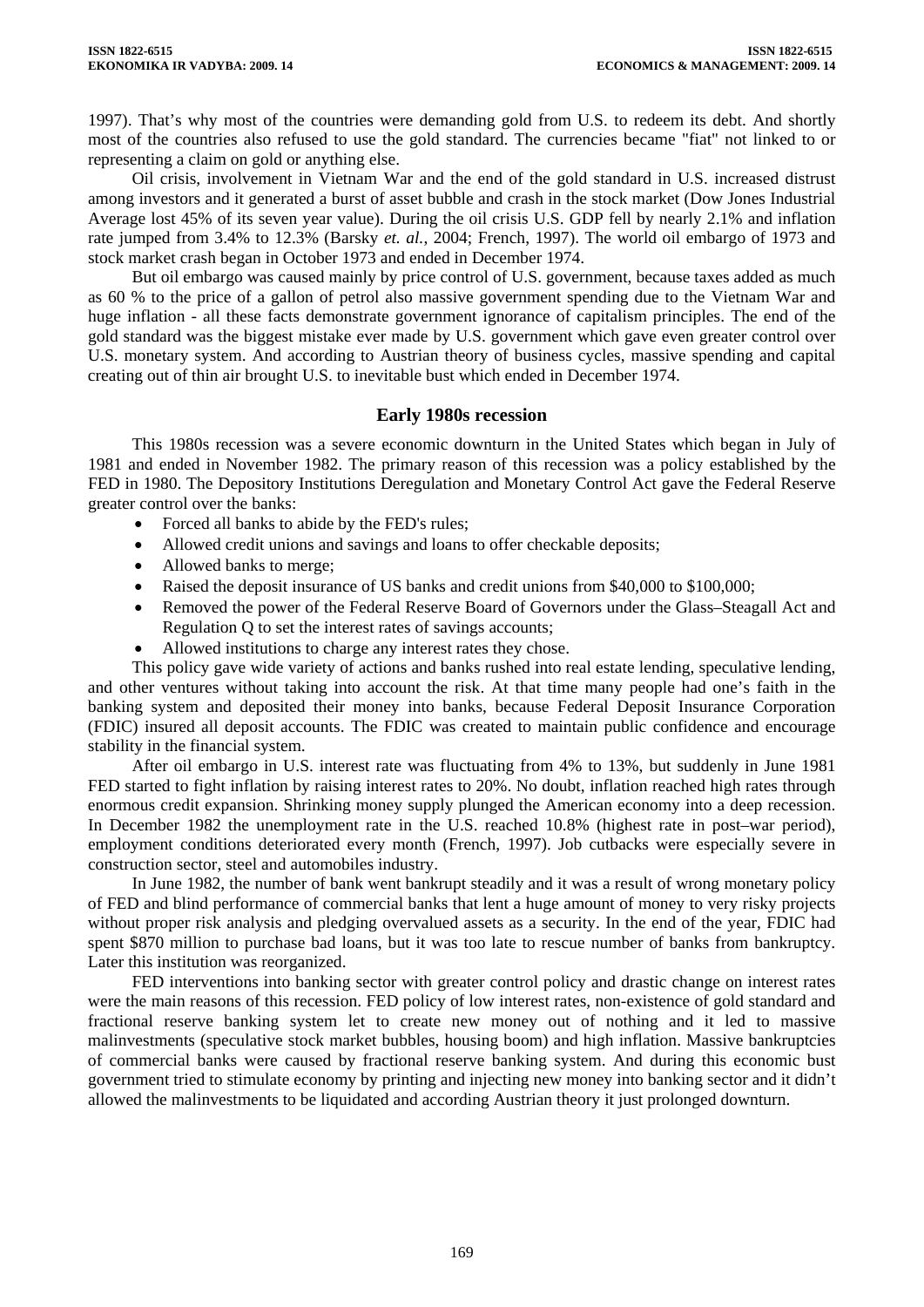1997). That's why most of the countries were demanding gold from U.S. to redeem its debt. And shortly most of the countries also refused to use the gold standard. The currencies became "fiat" not linked to or representing a claim on gold or anything else.

Oil crisis, involvement in Vietnam War and the end of the gold standard in U.S. increased distrust among investors and it generated a burst of asset bubble and crash in the stock market (Dow Jones Industrial Average lost 45% of its seven year value). During the oil crisis U.S. GDP fell by nearly 2.1% and inflation rate jumped from 3.4% to 12.3% (Barsky *et. al.,* 2004; French, 1997). The world oil embargo of 1973 and stock market crash began in October 1973 and ended in December 1974.

But oil embargo was caused mainly by price control of U.S. government, because taxes added as much as 60 % to the price of a gallon of petrol also massive government spending due to the Vietnam War and huge inflation - all these facts demonstrate government ignorance of capitalism principles. The end of the gold standard was the biggest mistake ever made by U.S. government which gave even greater control over U.S. monetary system. And according to Austrian theory of business cycles, massive spending and capital creating out of thin air brought U.S. to inevitable bust which ended in December 1974.

## Early 1980s recession

This 1980s recession was a severe economic downturn in the United States which began in July of 1981 and ended in November 1982. The primary reason of this recession was a policy established by the FED in 1980. The Depository Institutions Deregulation and Monetary Control Act gave the Federal Reserve greater control over the banks:

- Forced all banks to abide by the FED's rules;
- Allowed credit unions and savings and loans to offer checkable deposits;
- Allowed banks to merge;
- Raised the deposit insurance of US banks and credit unions from \$40,000 to \$100,000;
- Removed the power of the Federal Reserve Board of Governors under the Glass–Steagall Act and Regulation Q to set the interest rates of savings accounts;
- Allowed institutions to charge any interest rates they chose.

This policy gave wide variety of actions and banks rushed into real estate lending, speculative lending, and other ventures without taking into account the risk. At that time many people had one's faith in the banking system and deposited their money into banks, because Federal Deposit Insurance Corporation (FDIC) insured all deposit accounts. The FDIC was created to maintain public confidence and encourage stability in the financial system.

After oil embargo in U.S. interest rate was fluctuating from 4% to 13%, but suddenly in June 1981 FED started to fight inflation by raising interest rates to 20%. No doubt, inflation reached high rates through enormous credit expansion. Shrinking money supply plunged the American economy into a deep recession. In December 1982 the unemployment rate in the U.S. reached 10.8% (highest rate in post–war period), employment conditions deteriorated every month (French, 1997). Job cutbacks were especially severe in construction sector, steel and automobiles industry.

In June 1982, the number of bank went bankrupt steadily and it was a result of wrong monetary policy of FED and blind performance of commercial banks that lent a huge amount of money to very risky projects without proper risk analysis and pledging overvalued assets as a security. In the end of the year, FDIC had spent \$870 million to purchase bad loans, but it was too late to rescue number of banks from bankruptcy. Later this institution was reorganized.

FED interventions into banking sector with greater control policy and drastic change on interest rates were the main reasons of this recession. FED policy of low interest rates, non-existence of gold standard and fractional reserve banking system let to create new money out of nothing and it led to massive malinvestments (speculative stock market bubbles, housing boom) and high inflation. Massive bankruptcies of commercial banks were caused by fractional reserve banking system. And during this economic bust government tried to stimulate economy by printing and injecting new money into banking sector and it didn't allowed the malinvestments to be liquidated and according Austrian theory it just prolonged downturn.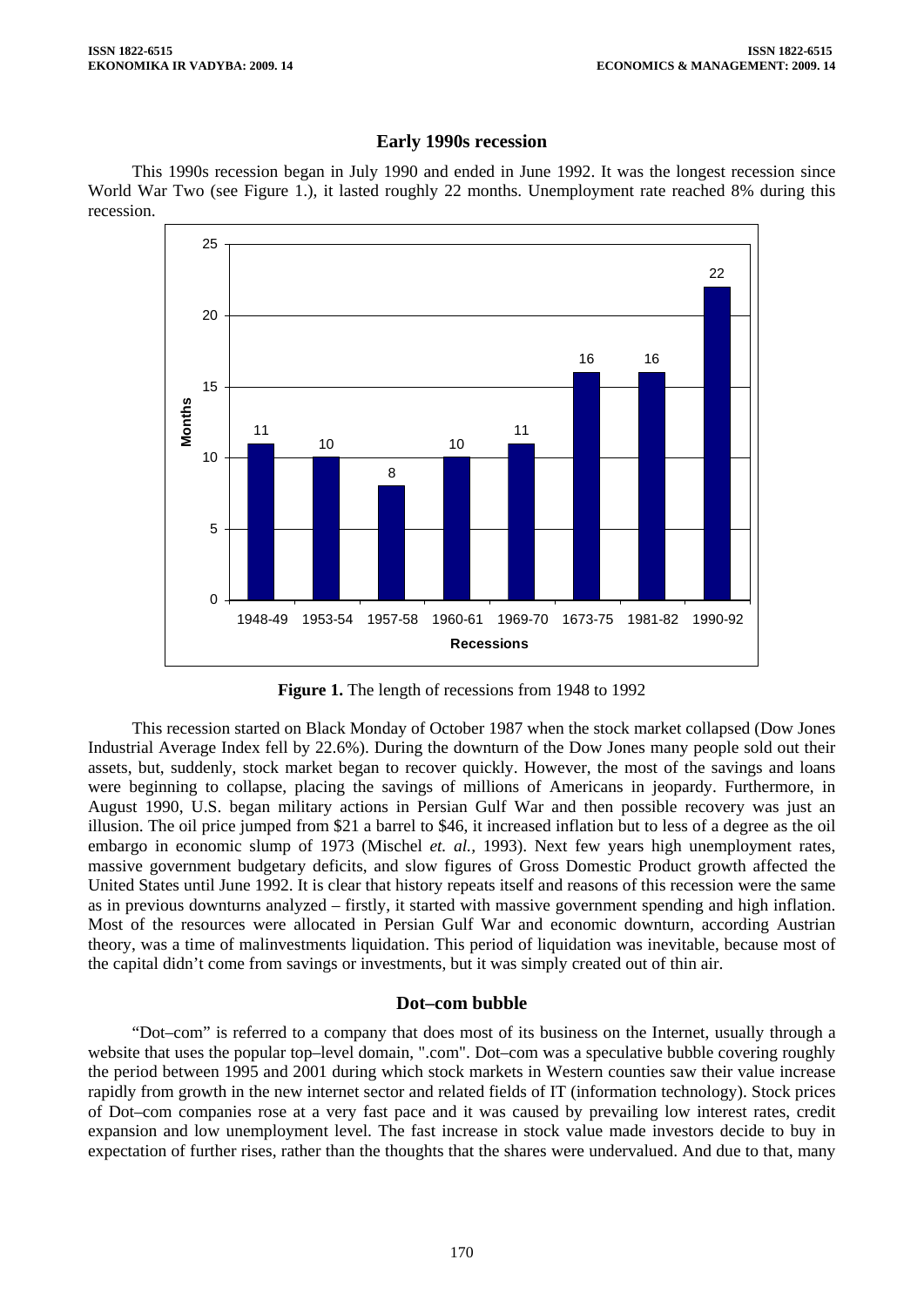## Early 1990s recession

This 1990s recession began in July 1990 and ended in June 1992. It was the longest recession since World War Two (see Figure 1.), it lasted roughly 22 months. Unemployment rate reached 8% during this recession.

| Recessions | Months |
|---|---|
| 1948-49 | 11 |
| 1953-54 | 10 |
| 1957-58 | 8 |
| 1960-61 | 10 |
| 1969-70 | 11 |
| 1673-75 | 16 |
| 1981-82 | 16 |
| 1990-92 | 22 |

**Figure 1.** The length of recessions from 1948 to 1992

This recession started on Black Monday of October 1987 when the stock market collapsed (Dow Jones Industrial Average Index fell by 22.6%). During the downturn of the Dow Jones many people sold out their assets, but, suddenly, stock market began to recover quickly. However, the most of the savings and loans were beginning to collapse, placing the savings of millions of Americans in jeopardy. Furthermore, in August 1990, U.S. began military actions in Persian Gulf War and then possible recovery was just an illusion. The oil price jumped from $21 a barrel to $46, it increased inflation but to less of a degree as the oil embargo in economic slump of 1973 (Mischel *et. al.*, 1993). Next few years high unemployment rates, massive government budgetary deficits, and slow figures of Gross Domestic Product growth affected the United States until June 1992. It is clear that history repeats itself and reasons of this recession were the same as in previous downturns analyzed – firstly, it started with massive government spending and high inflation. Most of the resources were allocated in Persian Gulf War and economic downturn, according Austrian theory, was a time of malinvestments liquidation. This period of liquidation was inevitable, because most of the capital didn't come from savings or investments, but it was simply created out of thin air.

## Dot–com bubble

"Dot–com" is referred to a company that does most of its business on the Internet, usually through a website that uses the popular top–level domain, ".com". Dot–com was a speculative bubble covering roughly the period between 1995 and 2001 during which stock markets in Western counties saw their value increase rapidly from growth in the new internet sector and related fields of IT (information technology). Stock prices of Dot–com companies rose at a very fast pace and it was caused by prevailing low interest rates, credit expansion and low unemployment level. The fast increase in stock value made investors decide to buy in expectation of further rises, rather than the thoughts that the shares were undervalued. And due to that, many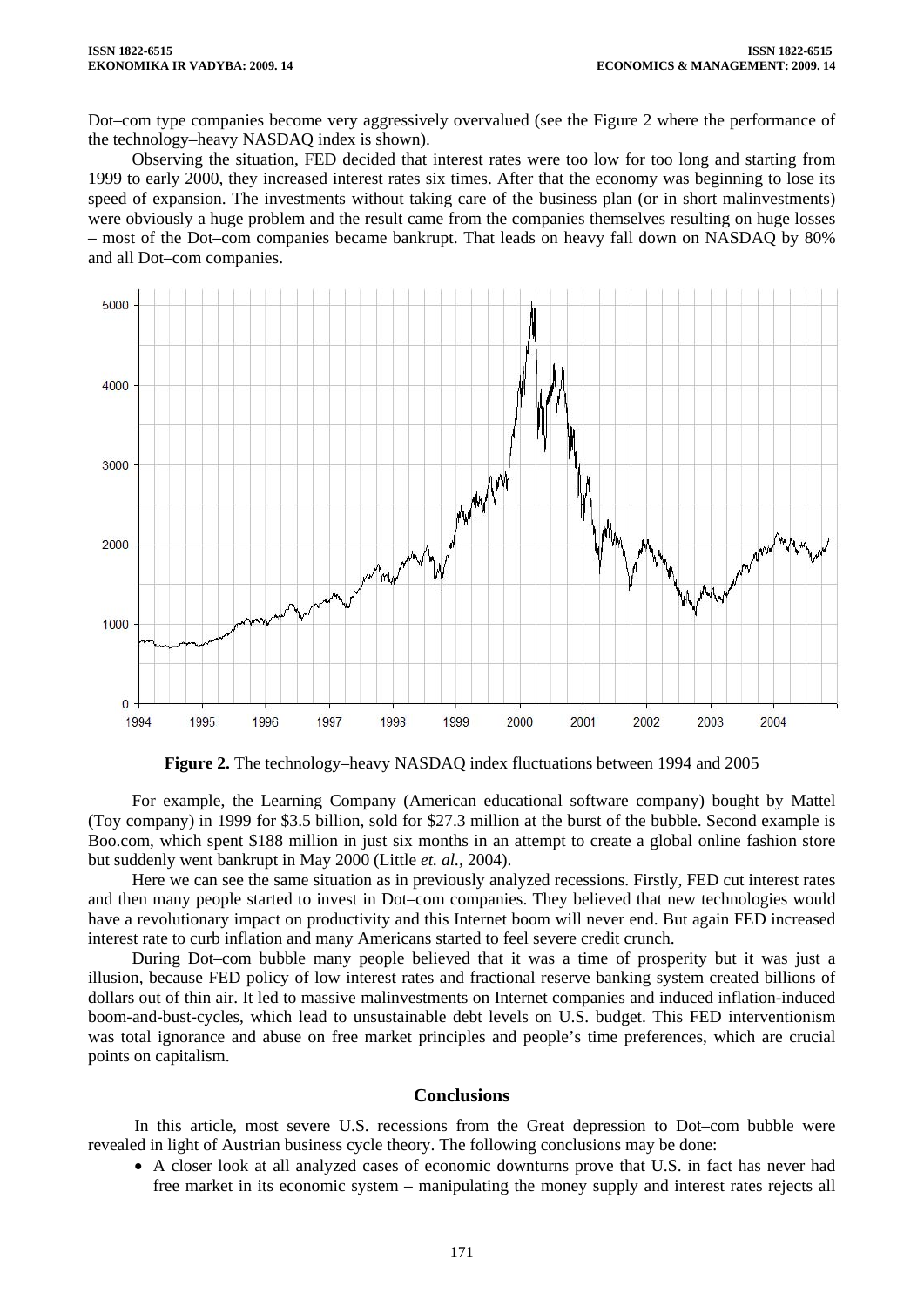Dot–com type companies become very aggressively overvalued (see the Figure 2 where the performance of the technology–heavy NASDAQ index is shown).

Observing the situation, FED decided that interest rates were too low for too long and starting from 1999 to early 2000, they increased interest rates six times. After that the economy was beginning to lose its speed of expansion. The investments without taking care of the business plan (or in short malinvestments) were obviously a huge problem and the result came from the companies themselves resulting on huge losses – most of the Dot–com companies became bankrupt. That leads on heavy fall down on NASDAQ by 80% and all Dot–com companies.

**Figure 2.** The technology–heavy NASDAQ index fluctuations between 1994 and 2005

For example, the Learning Company (American educational software company) bought by Mattel (Toy company) in 1999 for $3.5 billion, sold for $27.3 million at the burst of the bubble. Second example is Boo.com, which spent $188 million in just six months in an attempt to create a global online fashion store but suddenly went bankrupt in May 2000 (Little *et. al.*, 2004).

Here we can see the same situation as in previously analyzed recessions. Firstly, FED cut interest rates and then many people started to invest in Dot–com companies. They believed that new technologies would have a revolutionary impact on productivity and this Internet boom will never end. But again FED increased interest rate to curb inflation and many Americans started to feel severe credit crunch.

During Dot–com bubble many people believed that it was a time of prosperity but it was just a illusion, because FED policy of low interest rates and fractional reserve banking system created billions of dollars out of thin air. It led to massive malinvestments on Internet companies and induced inflation-induced boom-and-bust-cycles, which lead to unsustainable debt levels on U.S. budget. This FED interventionism was total ignorance and abuse on free market principles and people's time preferences, which are crucial points on capitalism.

## Conclusions

In this article, most severe U.S. recessions from the Great depression to Dot–com bubble were revealed in light of Austrian business cycle theory. The following conclusions may be done:

- A closer look at all analyzed cases of economic downturns prove that U.S. in fact has never had free market in its economic system – manipulating the money supply and interest rates rejects all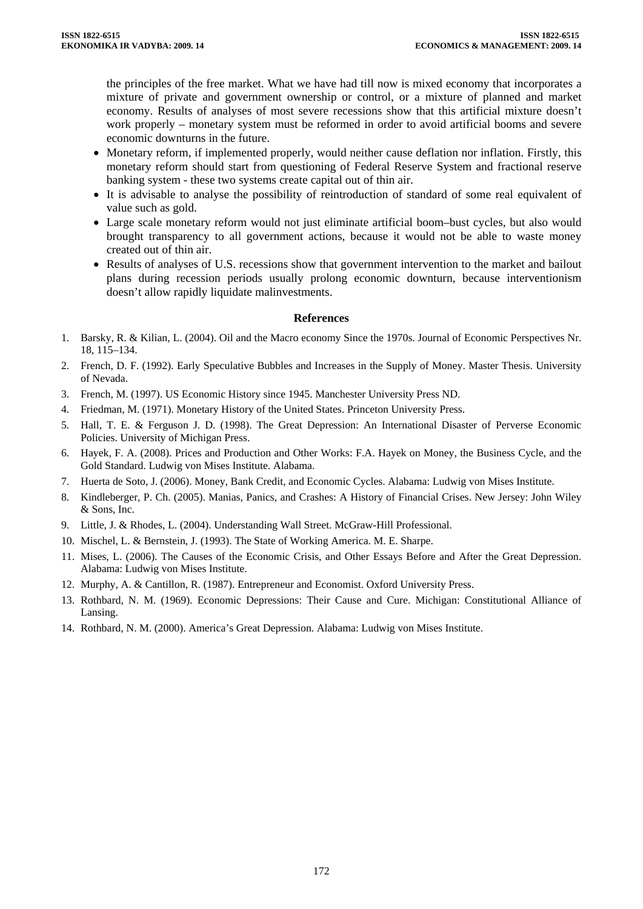the principles of the free market. What we have had till now is mixed economy that incorporates a mixture of private and government ownership or control, or a mixture of planned and market economy. Results of analyses of most severe recessions show that this artificial mixture doesn't work properly – monetary system must be reformed in order to avoid artificial booms and severe economic downturns in the future.

- Monetary reform, if implemented properly, would neither cause deflation nor inflation. Firstly, this monetary reform should start from questioning of Federal Reserve System and fractional reserve banking system - these two systems create capital out of thin air.
- It is advisable to analyse the possibility of reintroduction of standard of some real equivalent of value such as gold.
- Large scale monetary reform would not just eliminate artificial boom–bust cycles, but also would brought transparency to all government actions, because it would not be able to waste money created out of thin air.
- Results of analyses of U.S. recessions show that government intervention to the market and bailout plans during recession periods usually prolong economic downturn, because interventionism doesn't allow rapidly liquidate malinvestments.

## References

1. Barsky, R. & Kilian, L. (2004). Oil and the Macro economy Since the 1970s. Journal of Economic Perspectives Nr. 18, 115–134.
2. French, D. F. (1992). Early Speculative Bubbles and Increases in the Supply of Money. Master Thesis. University of Nevada.
3. French, M. (1997). US Economic History since 1945. Manchester University Press ND.
4. Friedman, M. (1971). Monetary History of the United States. Princeton University Press.
5. Hall, T. E. & Ferguson J. D. (1998). The Great Depression: An International Disaster of Perverse Economic Policies. University of Michigan Press.
6. Hayek, F. A. (2008). Prices and Production and Other Works: F.A. Hayek on Money, the Business Cycle, and the Gold Standard. Ludwig von Mises Institute. Alabama.
7. Huerta de Soto, J. (2006). Money, Bank Credit, and Economic Cycles. Alabama: Ludwig von Mises Institute.
8. Kindleberger, P. Ch. (2005). Manias, Panics, and Crashes: A History of Financial Crises. New Jersey: John Wiley & Sons, Inc.
9. Little, J. & Rhodes, L. (2004). Understanding Wall Street. McGraw-Hill Professional.
10. Mischel, L. & Bernstein, J. (1993). The State of Working America. M. E. Sharpe.
11. Mises, L. (2006). The Causes of the Economic Crisis, and Other Essays Before and After the Great Depression. Alabama: Ludwig von Mises Institute.
12. Murphy, A. & Cantillon, R. (1987). Entrepreneur and Economist. Oxford University Press.
13. Rothbard, N. M. (1969). Economic Depressions: Their Cause and Cure. Michigan: Constitutional Alliance of Lansing.
14. Rothbard, N. M. (2000). America's Great Depression. Alabama: Ludwig von Mises Institute.